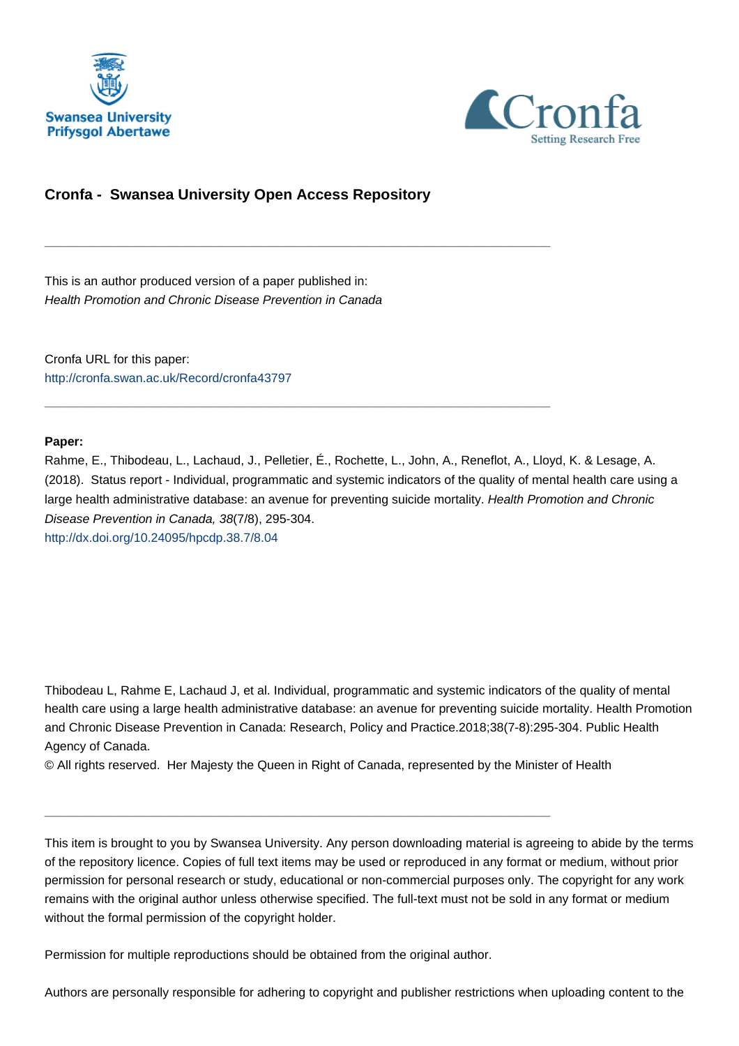# Cronfa - Swansea University Open Access Repository

---

This is an author produced version of a paper published in:
*Health Promotion and Chronic Disease Prevention in Canada*

Cronfa URL for this paper:
http://cronfa.swan.ac.uk/Record/cronfa43797

---

**Paper:**

Rahme, E., Thibodeau, L., Lachaud, J., Pelletier, É., Rochette, L., John, A., Reneflot, A., Lloyd, K. & Lesage, A. (2018). Status report - Individual, programmatic and systemic indicators of the quality of mental health care using a large health administrative database: an avenue for preventing suicide mortality. *Health Promotion and Chronic Disease Prevention in Canada, 38*(7/8), 295-304.
http://dx.doi.org/10.24095/hpcdp.38.7/8.04

Thibodeau L, Rahme E, Lachaud J, et al. Individual, programmatic and systemic indicators of the quality of mental health care using a large health administrative database: an avenue for preventing suicide mortality. Health Promotion and Chronic Disease Prevention in Canada: Research, Policy and Practice.2018;38(7-8):295-304. Public Health Agency of Canada.

© All rights reserved. Her Majesty the Queen in Right of Canada, represented by the Minister of Health

---

This item is brought to you by Swansea University. Any person downloading material is agreeing to abide by the terms of the repository licence. Copies of full text items may be used or reproduced in any format or medium, without prior permission for personal research or study, educational or non-commercial purposes only. The copyright for any work remains with the original author unless otherwise specified. The full-text must not be sold in any format or medium without the formal permission of the copyright holder.

Permission for multiple reproductions should be obtained from the original author.

Authors are personally responsible for adhering to copyright and publisher restrictions when uploading content to the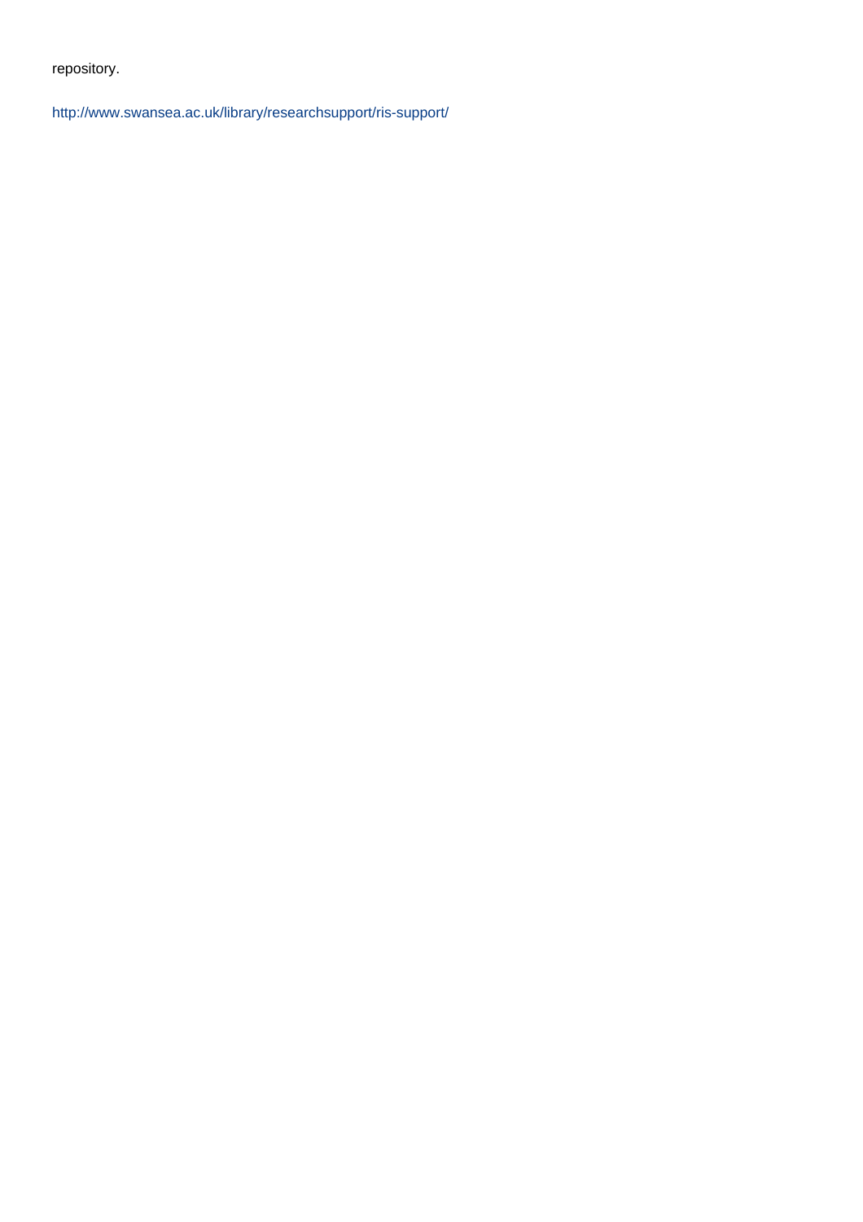repository.

http://www.swansea.ac.uk/library/researchsupport/ris-support/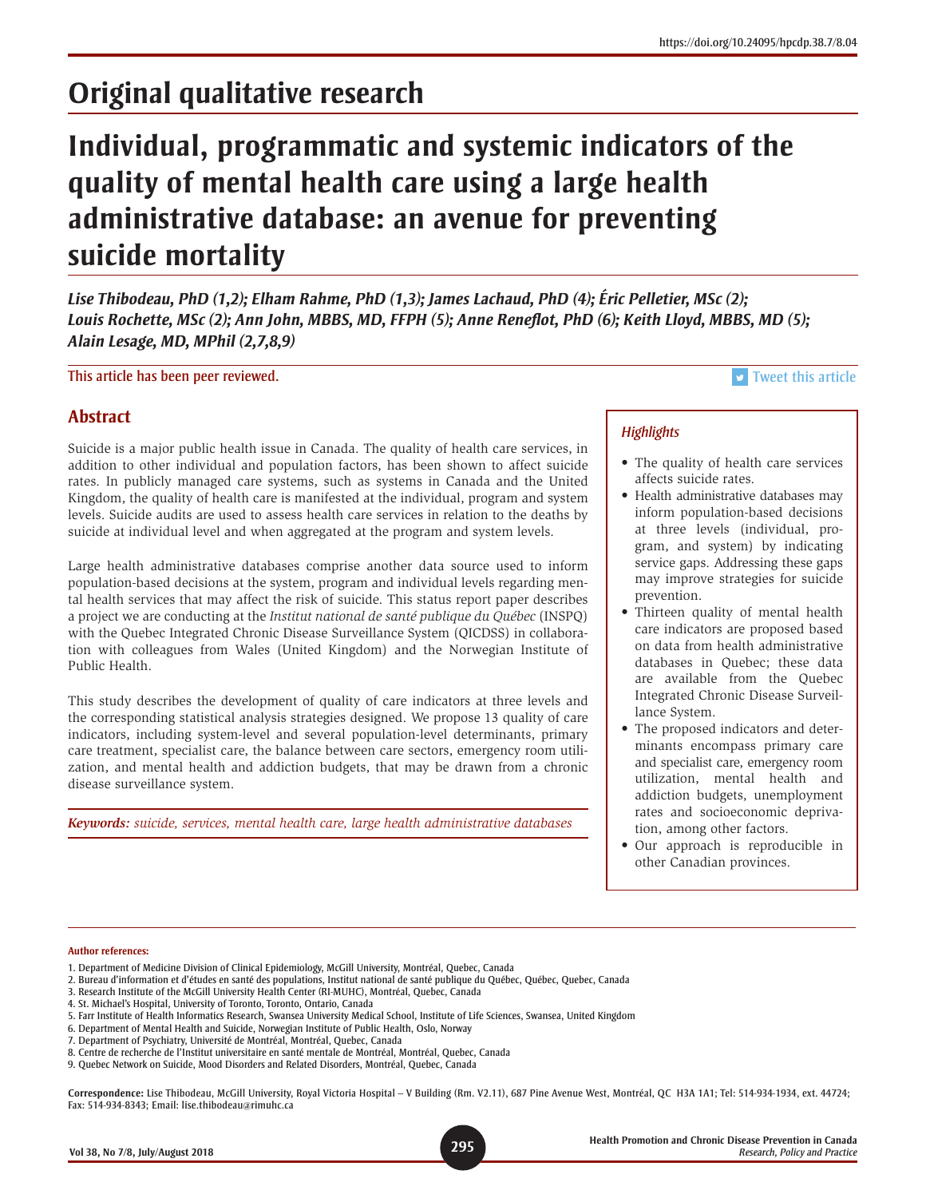# Original qualitative research

# Individual, programmatic and systemic indicators of the quality of mental health care using a large health administrative database: an avenue for preventing suicide mortality

***Lise Thibodeau, PhD (1,2); Elham Rahme, PhD (1,3); James Lachaud, PhD (4); Éric Pelletier, MSc (2); Louis Rochette, MSc (2); Ann John, MBBS, MD, FFPH (5); Anne Reneflot, PhD (6); Keith Lloyd, MBBS, MD (5); Alain Lesage, MD, MPhil (2,7,8,9)***

This article has been peer reviewed.

Tweet this article

## Abstract

Suicide is a major public health issue in Canada. The quality of health care services, in addition to other individual and population factors, has been shown to affect suicide rates. In publicly managed care systems, such as systems in Canada and the United Kingdom, the quality of health care is manifested at the individual, program and system levels. Suicide audits are used to assess health care services in relation to the deaths by suicide at individual level and when aggregated at the program and system levels.

Large health administrative databases comprise another data source used to inform population-based decisions at the system, program and individual levels regarding mental health services that may affect the risk of suicide. This status report paper describes a project we are conducting at the *Institut national de santé publique du Québec* (INSPQ) with the Quebec Integrated Chronic Disease Surveillance System (QICDSS) in collaboration with colleagues from Wales (United Kingdom) and the Norwegian Institute of Public Health.

This study describes the development of quality of care indicators at three levels and the corresponding statistical analysis strategies designed. We propose 13 quality of care indicators, including system-level and several population-level determinants, primary care treatment, specialist care, the balance between care sectors, emergency room utilization, and mental health and addiction budgets, that may be drawn from a chronic disease surveillance system.

***Keywords:*** *suicide, services, mental health care, large health administrative databases*

### *Highlights*

- The quality of health care services affects suicide rates.
- Health administrative databases may inform population-based decisions at three levels (individual, program, and system) by indicating service gaps. Addressing these gaps may improve strategies for suicide prevention.
- Thirteen quality of mental health care indicators are proposed based on data from health administrative databases in Quebec; these data are available from the Quebec Integrated Chronic Disease Surveillance System.
- The proposed indicators and determinants encompass primary care and specialist care, emergency room utilization, mental health and addiction budgets, unemployment rates and socioeconomic deprivation, among other factors.
- Our approach is reproducible in other Canadian provinces.

**Author references:**

1. Department of Medicine Division of Clinical Epidemiology, McGill University, Montréal, Quebec, Canada
2. Bureau d'information et d'études en santé des populations, Institut national de santé publique du Québec, Québec, Quebec, Canada
3. Research Institute of the McGill University Health Center (RI-MUHC), Montréal, Quebec, Canada
4. St. Michael's Hospital, University of Toronto, Toronto, Ontario, Canada
5. Farr Institute of Health Informatics Research, Swansea University Medical School, Institute of Life Sciences, Swansea, United Kingdom
6. Department of Mental Health and Suicide, Norwegian Institute of Public Health, Oslo, Norway
7. Department of Psychiatry, Université de Montréal, Montréal, Quebec, Canada
8. Centre de recherche de l'Institut universitaire en santé mentale de Montréal, Montréal, Quebec, Canada
9. Quebec Network on Suicide, Mood Disorders and Related Disorders, Montréal, Quebec, Canada

**Correspondence:** Lise Thibodeau, McGill University, Royal Victoria Hospital – V Building (Rm. V2.11), 687 Pine Avenue West, Montréal, QC H3A 1A1; Tel: 514-934-1934, ext. 44724; Fax: 514-934-8343; Email: lise.thibodeau@rimuhc.ca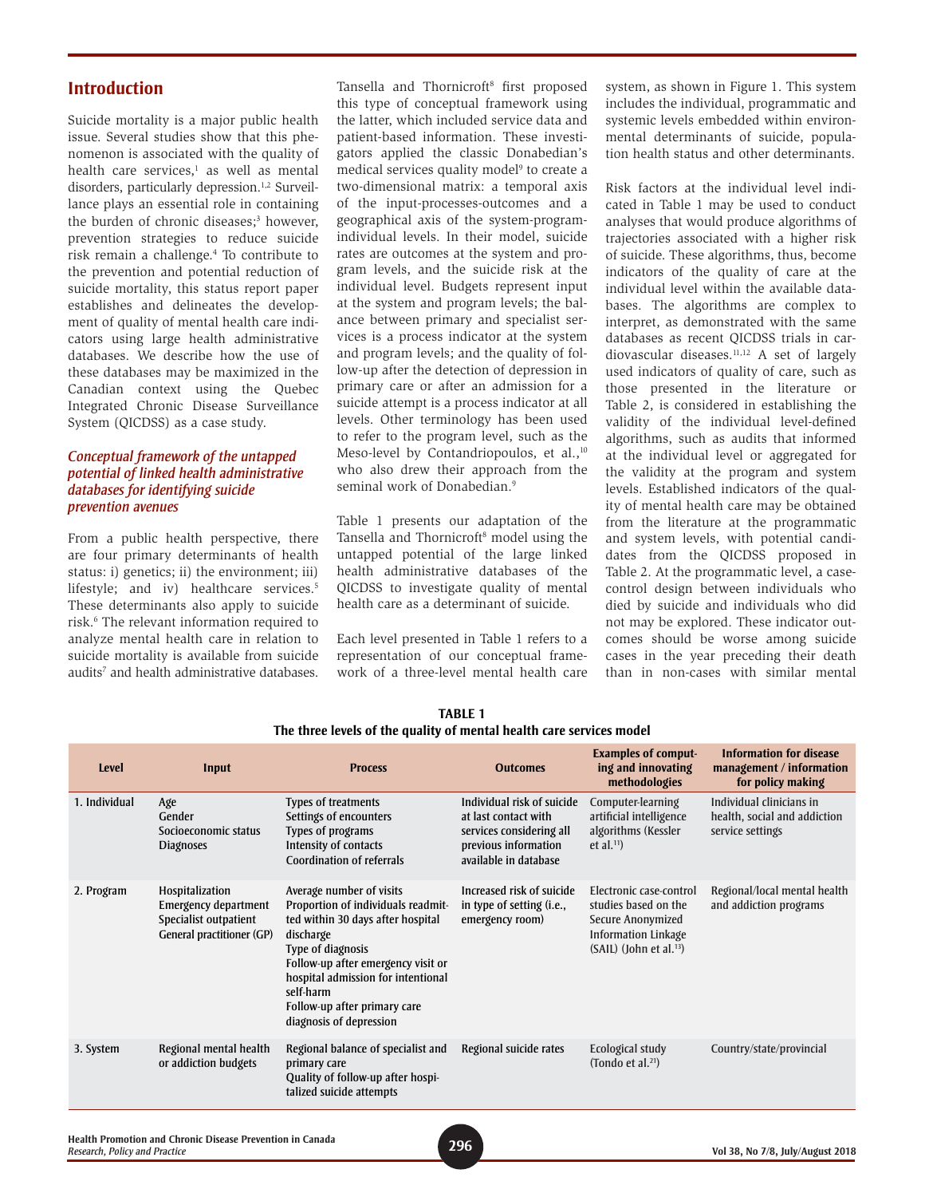## Introduction

Suicide mortality is a major public health issue. Several studies show that this phenomenon is associated with the quality of health care services,[1] as well as mental disorders, particularly depression.[1,2] Surveillance plays an essential role in containing the burden of chronic diseases;[3] however, prevention strategies to reduce suicide risk remain a challenge.[4] To contribute to the prevention and potential reduction of suicide mortality, this status report paper establishes and delineates the development of quality of mental health care indicators using large health administrative databases. We describe how the use of these databases may be maximized in the Canadian context using the Quebec Integrated Chronic Disease Surveillance System (QICDSS) as a case study.

### *Conceptual framework of the untapped potential of linked health administrative databases for identifying suicide prevention avenues*

From a public health perspective, there are four primary determinants of health status: i) genetics; ii) the environment; iii) lifestyle; and iv) healthcare services.[5] These determinants also apply to suicide risk.[6] The relevant information required to analyze mental health care in relation to suicide mortality is available from suicide audits[7] and health administrative databases. Tansella and Thornicroft[8] first proposed this type of conceptual framework using the latter, which included service data and patient-based information. These investigators applied the classic Donabedian's medical services quality model[9] to create a two-dimensional matrix: a temporal axis of the input-processes-outcomes and a geographical axis of the system-program-individual levels. In their model, suicide rates are outcomes at the system and program levels, and the suicide risk at the individual level. Budgets represent input at the system and program levels; the balance between primary and specialist services is a process indicator at the system and program levels; and the quality of follow-up after the detection of depression in primary care or after an admission for a suicide attempt is a process indicator at all levels. Other terminology has been used to refer to the program level, such as the Meso-level by Contandriopoulos, et al.,[10] who also drew their approach from the seminal work of Donabedian.[9]

Table 1 presents our adaptation of the Tansella and Thornicroft[8] model using the untapped potential of the large linked health administrative databases of the QICDSS to investigate quality of mental health care as a determinant of suicide.

Each level presented in Table 1 refers to a representation of our conceptual framework of a three-level mental health care system, as shown in Figure 1. This system includes the individual, programmatic and systemic levels embedded within environmental determinants of suicide, population health status and other determinants.

Risk factors at the individual level indicated in Table 1 may be used to conduct analyses that would produce algorithms of trajectories associated with a higher risk of suicide. These algorithms, thus, become indicators of the quality of care at the individual level within the available databases. The algorithms are complex to interpret, as demonstrated with the same databases as recent QICDSS trials in cardiovascular diseases.[11,12] A set of largely used indicators of quality of care, such as those presented in the literature or Table 2, is considered in establishing the validity of the individual level-defined algorithms, such as audits that informed at the individual level or aggregated for the validity at the program and system levels. Established indicators of the quality of mental health care may be obtained from the literature at the programmatic and system levels, with potential candidates from the QICDSS proposed in Table 2. At the programmatic level, a case-control design between individuals who died by suicide and individuals who did not may be explored. These indicator outcomes should be worse among suicide cases in the year preceding their death than in non-cases with similar mental

**TABLE 1**
**The three levels of the quality of mental health care services model**

| Level | Input | Process | Outcomes | Examples of computing and innovating methodologies | Information for disease management / information for policy making |
|---|---|---|---|---|---|
| 1. Individual | Age<br>Gender<br>Socioeconomic status<br>Diagnoses | Types of treatments<br>Settings of encounters<br>Types of programs<br>Intensity of contacts<br>Coordination of referrals | Individual risk of suicide at last contact with services considering all previous information available in database | Computer-learning artificial intelligence algorithms (Kessler et al.[11]) | Individual clinicians in health, social and addiction service settings |
| 2. Program | Hospitalization<br>Emergency department<br>Specialist outpatient<br>General practitioner (GP) | Average number of visits<br>Proportion of individuals readmitted within 30 days after hospital discharge<br>Type of diagnosis<br>Follow-up after emergency visit or hospital admission for intentional self-harm<br>Follow-up after primary care diagnosis of depression | Increased risk of suicide in type of setting (i.e., emergency room) | Electronic case-control studies based on the Secure Anonymized Information Linkage (SAIL) (John et al.[13]) | Regional/local mental health and addiction programs |
| 3. System | Regional mental health or addiction budgets | Regional balance of specialist and primary care<br>Quality of follow-up after hospitalized suicide attempts | Regional suicide rates | Ecological study (Tondo et al.[21]) | Country/state/provincial |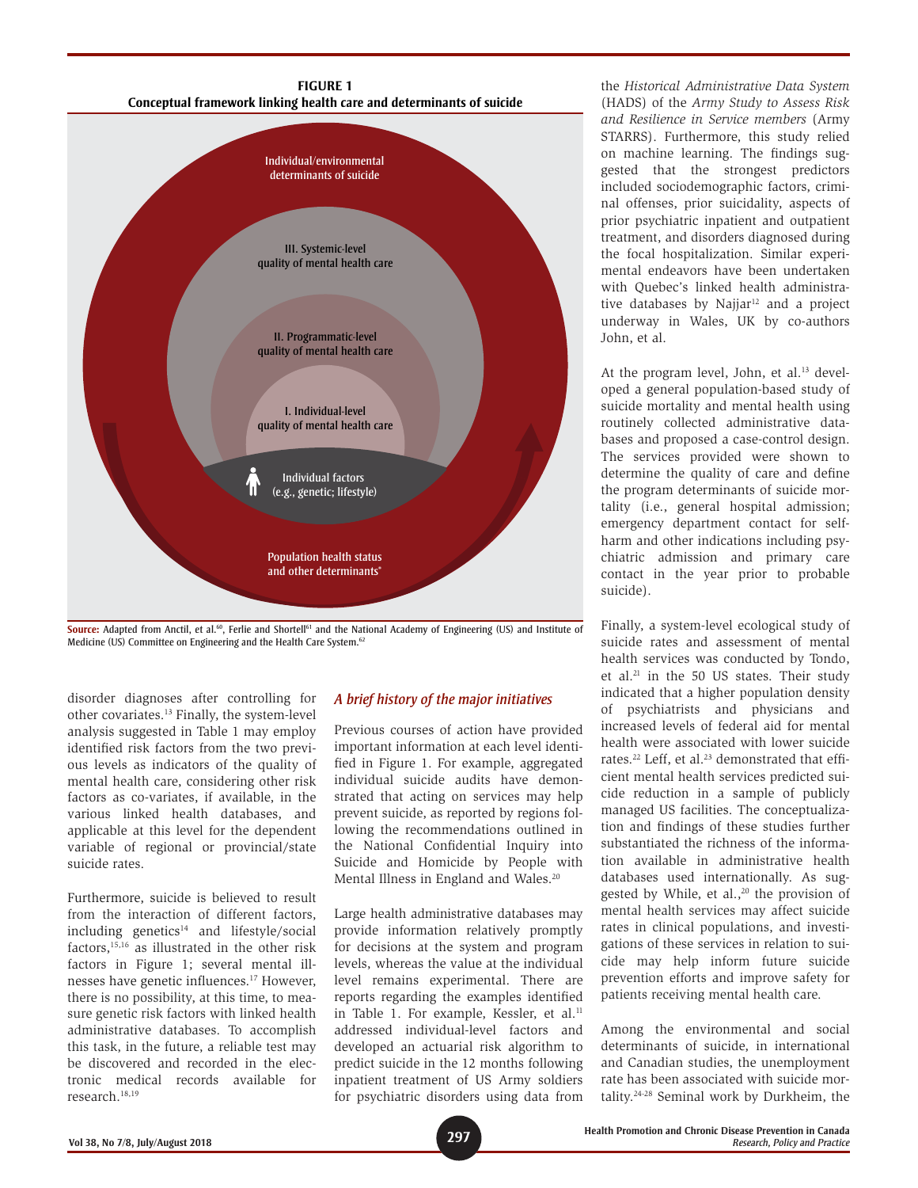**FIGURE 1**
**Conceptual framework linking health care and determinants of suicide**

Individual/environmental determinants of suicide

III. Systemic-level quality of mental health care

II. Programmatic-level quality of mental health care

I. Individual-level quality of mental health care

Individual factors (e.g., genetic; lifestyle)

Population health status and other determinants*

**Source:** Adapted from Anctil, et al.[60], Ferlie and Shortell[61] and the National Academy of Engineering (US) and Institute of Medicine (US) Committee on Engineering and the Health Care System.[62]

disorder diagnoses after controlling for other covariates.[13] Finally, the system-level analysis suggested in Table 1 may employ identified risk factors from the two previous levels as indicators of the quality of mental health care, considering other risk factors as co-variates, if available, in the various linked health databases, and applicable at this level for the dependent variable of regional or provincial/state suicide rates.

Furthermore, suicide is believed to result from the interaction of different factors, including genetics[14] and lifestyle/social factors,[15,16] as illustrated in the other risk factors in Figure 1; several mental illnesses have genetic influences.[17] However, there is no possibility, at this time, to measure genetic risk factors with linked health administrative databases. To accomplish this task, in the future, a reliable test may be discovered and recorded in the electronic medical records available for research.[18,19]

### *A brief history of the major initiatives*

Previous courses of action have provided important information at each level identified in Figure 1. For example, aggregated individual suicide audits have demonstrated that acting on services may help prevent suicide, as reported by regions following the recommendations outlined in the National Confidential Inquiry into Suicide and Homicide by People with Mental Illness in England and Wales.[20]

Large health administrative databases may provide information relatively promptly for decisions at the system and program levels, whereas the value at the individual level remains experimental. There are reports regarding the examples identified in Table 1. For example, Kessler, et al.[11] addressed individual-level factors and developed an actuarial risk algorithm to predict suicide in the 12 months following inpatient treatment of US Army soldiers for psychiatric disorders using data from the *Historical Administrative Data System* (HADS) of the *Army Study to Assess Risk and Resilience in Service members* (Army STARRS). Furthermore, this study relied on machine learning. The findings suggested that the strongest predictors included sociodemographic factors, criminal offenses, prior suicidality, aspects of prior psychiatric inpatient and outpatient treatment, and disorders diagnosed during the focal hospitalization. Similar experimental endeavors have been undertaken with Quebec's linked health administrative databases by Najjar[12] and a project underway in Wales, UK by co-authors John, et al.

At the program level, John, et al.[13] developed a general population-based study of suicide mortality and mental health using routinely collected administrative databases and proposed a case-control design. The services provided were shown to determine the quality of care and define the program determinants of suicide mortality (i.e., general hospital admission; emergency department contact for self-harm and other indications including psychiatric admission and primary care contact in the year prior to probable suicide).

Finally, a system-level ecological study of suicide rates and assessment of mental health services was conducted by Tondo, et al.[21] in the 50 US states. Their study indicated that a higher population density of psychiatrists and physicians and increased levels of federal aid for mental health were associated with lower suicide rates.[22] Leff, et al.[23] demonstrated that efficient mental health services predicted suicide reduction in a sample of publicly managed US facilities. The conceptualization and findings of these studies further substantiated the richness of the information available in administrative health databases used internationally. As suggested by While, et al.,[20] the provision of mental health services may affect suicide rates in clinical populations, and investigations of these services in relation to suicide may help inform future suicide prevention efforts and improve safety for patients receiving mental health care.

Among the environmental and social determinants of suicide, in international and Canadian studies, the unemployment rate has been associated with suicide mortality.[24-28] Seminal work by Durkheim, the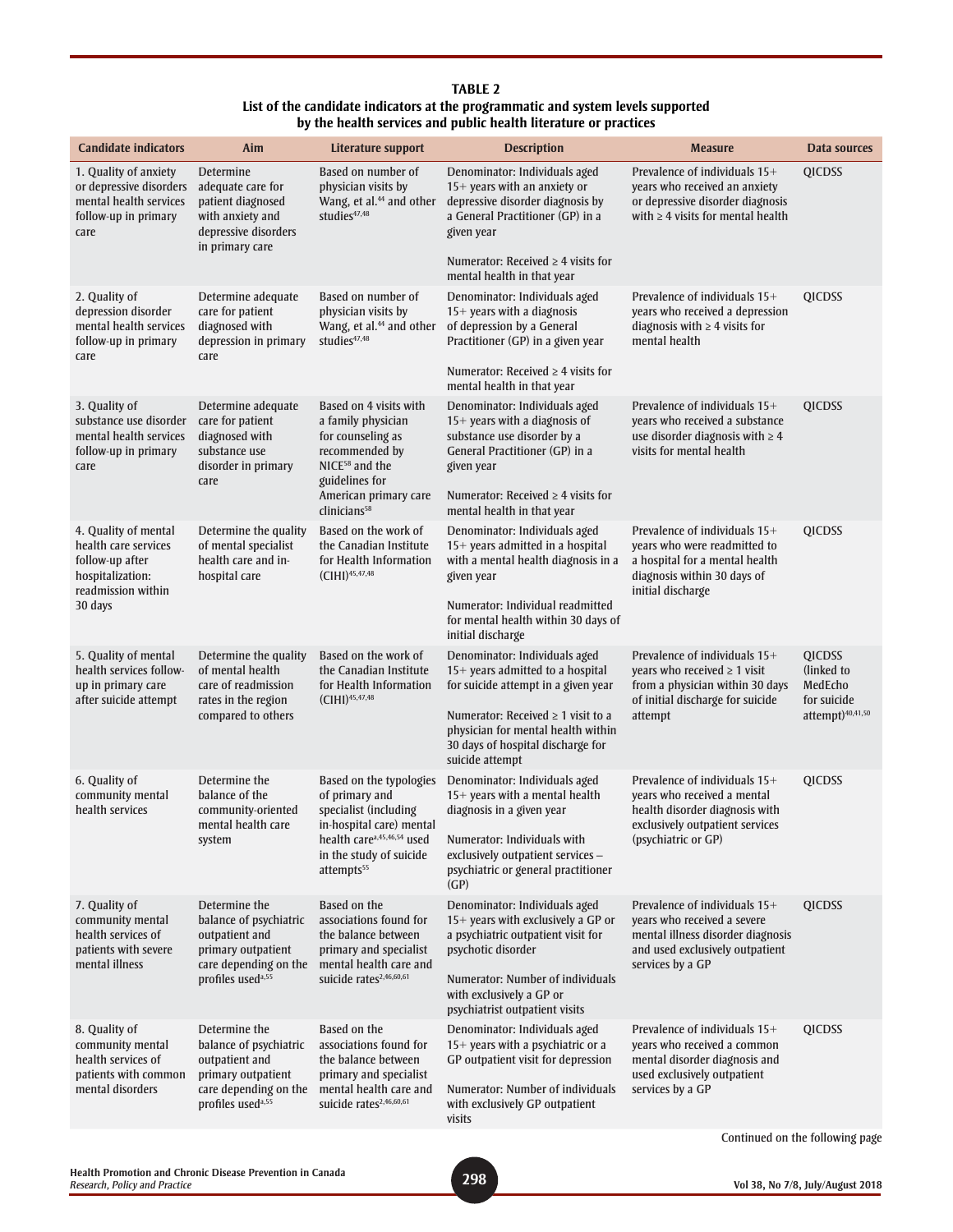**TABLE 2**
**List of the candidate indicators at the programmatic and system levels supported by the health services and public health literature or practices**

| Candidate indicators | Aim | Literature support | Description | Measure | Data sources |
|---|---|---|---|---|---|
| 1. Quality of anxiety or depressive disorders mental health services follow-up in primary care | Determine adequate care for patient diagnosed with anxiety and depressive disorders in primary care | Based on number of physician visits by Wang, et al.[44] and other studies[47,48] | Denominator: Individuals aged 15+ years with an anxiety or depressive disorder diagnosis by a General Practitioner (GP) in a given year<br><br>Numerator: Received ≥ 4 visits for mental health in that year | Prevalence of individuals 15+ years who received an anxiety or depressive disorder diagnosis with ≥ 4 visits for mental health | QICDSS |
| 2. Quality of depression disorder mental health services follow-up in primary care | Determine adequate care for patient diagnosed with depression in primary care | Based on number of physician visits by Wang, et al.[44] and other studies[47,48] | Denominator: Individuals aged 15+ years with a diagnosis of depression by a General Practitioner (GP) in a given year<br><br>Numerator: Received ≥ 4 visits for mental health in that year | Prevalence of individuals 15+ years who received a depression diagnosis with ≥ 4 visits for mental health | QICDSS |
| 3. Quality of substance use disorder mental health services follow-up in primary care | Determine adequate care for patient diagnosed with substance use disorder in primary care | Based on 4 visits with a family physician for counseling as recommended by NICE[58] and the guidelines for American primary care clinicians[58] | Denominator: Individuals aged 15+ years with a diagnosis of substance use disorder by a General Practitioner (GP) in a given year<br><br>Numerator: Received ≥ 4 visits for mental health in that year | Prevalence of individuals 15+ years who received a substance use disorder diagnosis with ≥ 4 visits for mental health | QICDSS |
| 4. Quality of mental health care services follow-up after hospitalization: readmission within 30 days | Determine the quality of mental specialist health care and in-hospital care | Based on the work of the Canadian Institute for Health Information (CIHI)[45,47,48] | Denominator: Individuals aged 15+ years admitted in a hospital with a mental health diagnosis in a given year<br><br>Numerator: Individual readmitted for mental health within 30 days of initial discharge | Prevalence of individuals 15+ years who were readmitted to a hospital for a mental health diagnosis within 30 days of initial discharge | QICDSS |
| 5. Quality of mental health services follow-up in primary care after suicide attempt | Determine the quality of mental health care of readmission rates in the region compared to others | Based on the work of the Canadian Institute for Health Information (CIHI)[45,47,48] | Denominator: Individuals aged 15+ years admitted to a hospital for suicide attempt in a given year<br><br>Numerator: Received ≥ 1 visit to a physician for mental health within 30 days of hospital discharge for suicide attempt | Prevalence of individuals 15+ years who received ≥ 1 visit from a physician within 30 days of initial discharge for suicide attempt | QICDSS (linked to MedEcho for suicide attempt)[40,41,50] |
| 6. Quality of community mental health services | Determine the balance of the community-oriented mental health care system | Based on the typologies of primary and specialist (including in-hospital care) mental health care[a,45,46,54] used in the study of suicide attempts[55] | Denominator: Individuals aged 15+ years with a mental health diagnosis in a given year<br><br>Numerator: Individuals with exclusively outpatient services – psychiatric or general practitioner (GP) | Prevalence of individuals 15+ years who received a mental health disorder diagnosis with exclusively outpatient services (psychiatric or GP) | QICDSS |
| 7. Quality of community mental health services of patients with severe mental illness | Determine the balance of psychiatric outpatient and primary outpatient care depending on the profiles used[a,55] | Based on the associations found for the balance between primary and specialist mental health care and suicide rates[2,46,60,61] | Denominator: Individuals aged 15+ years with exclusively a GP or a psychiatric outpatient visit for psychotic disorder<br><br>Numerator: Number of individuals with exclusively a GP or psychiatrist outpatient visits | Prevalence of individuals 15+ years who received a severe mental illness disorder diagnosis and used exclusively outpatient services by a GP | QICDSS |
| 8. Quality of community mental health services of patients with common mental disorders | Determine the balance of psychiatric outpatient and primary outpatient care depending on the profiles used[a,55] | Based on the associations found for the balance between primary and specialist mental health care and suicide rates[2,46,60,61] | Denominator: Individuals aged 15+ years with a psychiatric or a GP outpatient visit for depression<br><br>Numerator: Number of individuals with exclusively GP outpatient visits | Prevalence of individuals 15+ years who received a common mental disorder diagnosis and used exclusively outpatient services by a GP | QICDSS |

Continued on the following page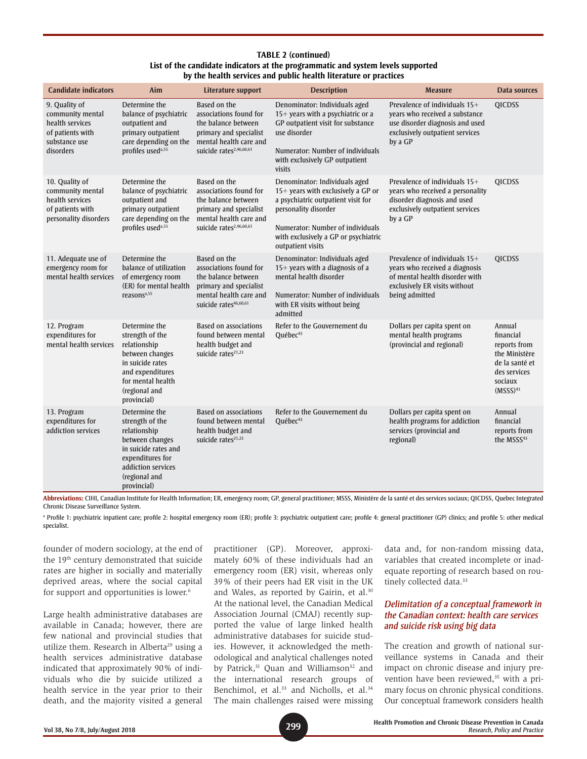**TABLE 2 (continued)**
**List of the candidate indicators at the programmatic and system levels supported by the health services and public health literature or practices**

| Candidate indicators | Aim | Literature support | Description | Measure | Data sources |
|---|---|---|---|---|---|
| 9. Quality of community mental health services of patients with substance use disorders | Determine the balance of psychiatric outpatient and primary outpatient care depending on the profiles used[a,55] | Based on the associations found for the balance between primary and specialist mental health care and suicide rates[2,46,60,61] | Denominator: Individuals aged 15+ years with a psychiatric or a GP outpatient visit for substance use disorder<br><br>Numerator: Number of individuals with exclusively GP outpatient visits | Prevalence of individuals 15+ years who received a substance use disorder diagnosis and used exclusively outpatient services by a GP | QICDSS |
| 10. Quality of community mental health services of patients with personality disorders | Determine the balance of psychiatric outpatient and primary outpatient care depending on the profiles used[a,55] | Based on the associations found for the balance between primary and specialist mental health care and suicide rates[2,46,60,61] | Denominator: Individuals aged 15+ years with exclusively a GP or a psychiatric outpatient visit for personality disorder<br><br>Numerator: Number of individuals with exclusively a GP or psychiatric outpatient visits | Prevalence of individuals 15+ years who received a personality disorder diagnosis and used exclusively outpatient services by a GP | QICDSS |
| 11. Adequate use of emergency room for mental health services | Determine the balance of utilization of emergency room (ER) for mental health reasons[a,55] | Based on the associations found for the balance between primary and specialist mental health care and suicide rates[46,60,61] | Denominator: Individuals aged 15+ years with a diagnosis of a mental health disorder<br><br>Numerator: Number of individuals with ER visits without being admitted | Prevalence of individuals 15+ years who received a diagnosis of mental health disorder with exclusively ER visits without being admitted | QICDSS |
| 12. Program expenditures for mental health services | Determine the strength of the relationship between changes in suicide rates and expenditures for mental health (regional and provincial) | Based on associations found between mental health budget and suicide rates[21,23] | Refer to the Gouvernement du Québec[43] | Dollars per capita spent on mental health programs (provincial and regional) | Annual financial reports from the Ministère de la santé et des services sociaux (MSSS)[43] |
| 13. Program expenditures for addiction services | Determine the strength of the relationship between changes in suicide rates and expenditures for addiction services (regional and provincial) | Based on associations found between mental health budget and suicide rates[21,23] | Refer to the Gouvernement du Québec[43] | Dollars per capita spent on health programs for addiction services (provincial and regional) | Annual financial reports from the MSSS[43] |

**Abbreviations:** CIHI, Canadian Institute for Health Information; ER, emergency room; GP, general practitioner; MSSS, Ministère de la santé et des services sociaux; QICDSS, Quebec Integrated Chronic Disease Surveillance System.

[a] Profile 1: psychiatric inpatient care; profile 2: hospital emergency room (ER); profile 3: psychiatric outpatient care; profile 4: general practitioner (GP) clinics; and profile 5: other medical specialist.

founder of modern sociology, at the end of the 19th century demonstrated that suicide rates are higher in socially and materially deprived areas, where the social capital for support and opportunities is lower.[6]

Large health administrative databases are available in Canada; however, there are few national and provincial studies that utilize them. Research in Alberta[29] using a health services administrative database indicated that approximately 90% of individuals who die by suicide utilized a health service in the year prior to their death, and the majority visited a general practitioner (GP). Moreover, approximately 60% of these individuals had an emergency room (ER) visit, whereas only 39% of their peers had ER visit in the UK and Wales, as reported by Gairin, et al.[30] At the national level, the Canadian Medical Association Journal (CMAJ) recently supported the value of large linked health administrative databases for suicide studies. However, it acknowledged the methodological and analytical challenges noted by Patrick,[31] Quan and Williamson[32] and the international research groups of Benchimol, et al.[33] and Nicholls, et al.[34] The main challenges raised were missing data and, for non-random missing data, variables that created incomplete or inadequate reporting of research based on routinely collected data.[33]

### *Delimitation of a conceptual framework in the Canadian context: health care services and suicide risk using big data*

The creation and growth of national surveillance systems in Canada and their impact on chronic disease and injury prevention have been reviewed,[35] with a primary focus on chronic physical conditions. Our conceptual framework considers health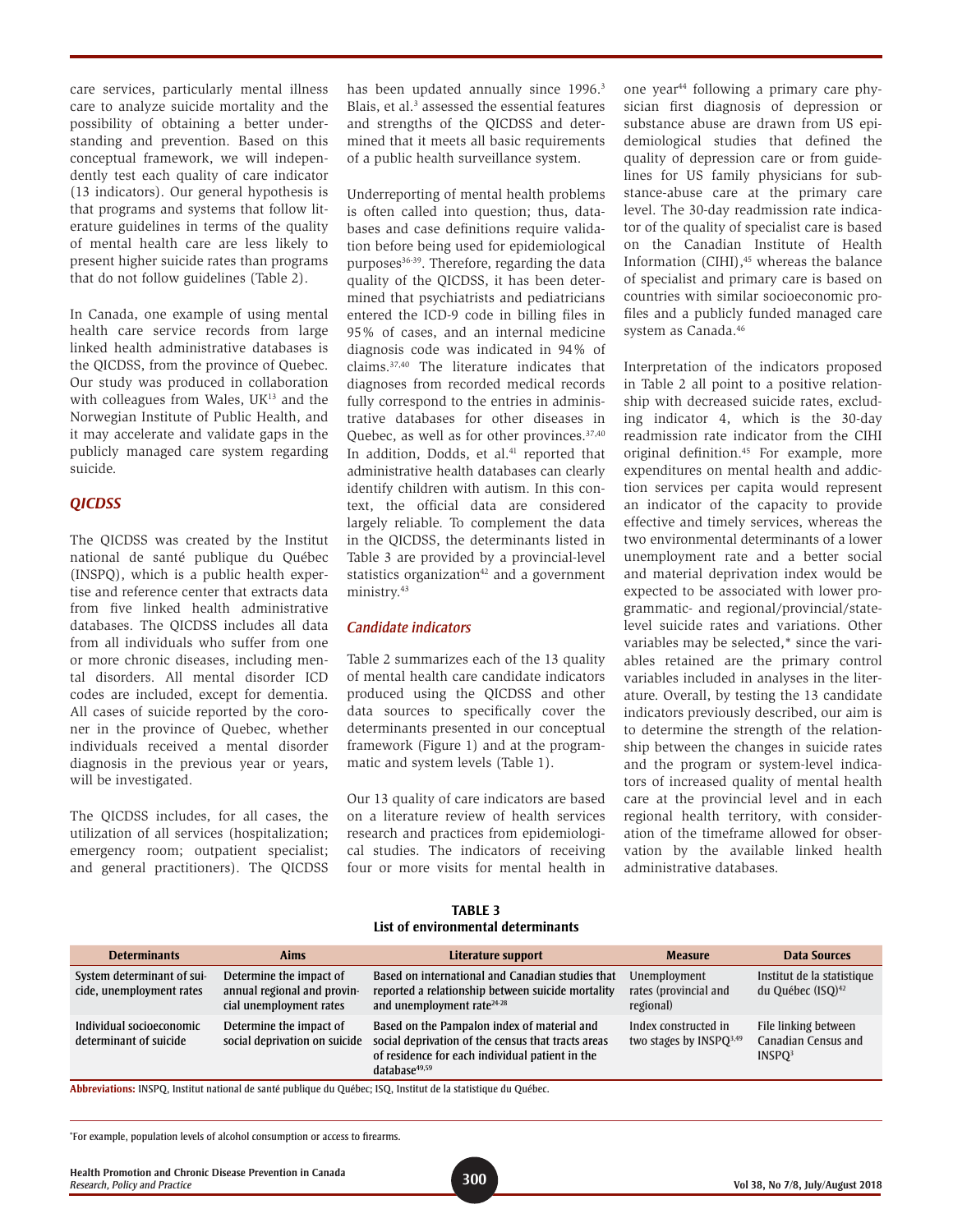care services, particularly mental illness care to analyze suicide mortality and the possibility of obtaining a better understanding and prevention. Based on this conceptual framework, we will independently test each quality of care indicator (13 indicators). Our general hypothesis is that programs and systems that follow literature guidelines in terms of the quality of mental health care are less likely to present higher suicide rates than programs that do not follow guidelines (Table 2).

In Canada, one example of using mental health care service records from large linked health administrative databases is the QICDSS, from the province of Quebec. Our study was produced in collaboration with colleagues from Wales, UK[13] and the Norwegian Institute of Public Health, and it may accelerate and validate gaps in the publicly managed care system regarding suicide.

### QICDSS

The QICDSS was created by the Institut national de santé publique du Québec (INSPQ), which is a public health expertise and reference center that extracts data from five linked health administrative databases. The QICDSS includes all data from all individuals who suffer from one or more chronic diseases, including mental disorders. All mental disorder ICD codes are included, except for dementia. All cases of suicide reported by the coroner in the province of Quebec, whether individuals received a mental disorder diagnosis in the previous year or years, will be investigated.

The QICDSS includes, for all cases, the utilization of all services (hospitalization; emergency room; outpatient specialist; and general practitioners). The QICDSS has been updated annually since 1996.[3] Blais, et al.[3] assessed the essential features and strengths of the QICDSS and determined that it meets all basic requirements of a public health surveillance system.

Underreporting of mental health problems is often called into question; thus, databases and case definitions require validation before being used for epidemiological purposes[36-39]. Therefore, regarding the data quality of the QICDSS, it has been determined that psychiatrists and pediatricians entered the ICD-9 code in billing files in 95% of cases, and an internal medicine diagnosis code was indicated in 94% of claims.[37,40] The literature indicates that diagnoses from recorded medical records fully correspond to the entries in administrative databases for other diseases in Quebec, as well as for other provinces.[37,40] In addition, Dodds, et al.[41] reported that administrative health databases can clearly identify children with autism. In this context, the official data are considered largely reliable. To complement the data in the QICDSS, the determinants listed in Table 3 are provided by a provincial-level statistics organization[42] and a government ministry.[43]

### Candidate indicators

Table 2 summarizes each of the 13 quality of mental health care candidate indicators produced using the QICDSS and other data sources to specifically cover the determinants presented in our conceptual framework (Figure 1) and at the programmatic and system levels (Table 1).

Our 13 quality of care indicators are based on a literature review of health services research and practices from epidemiological studies. The indicators of receiving four or more visits for mental health in one year[44] following a primary care physician first diagnosis of depression or substance abuse are drawn from US epidemiological studies that defined the quality of depression care or from guidelines for US family physicians for substance-abuse care at the primary care level. The 30-day readmission rate indicator of the quality of specialist care is based on the Canadian Institute of Health Information (CIHI),[45] whereas the balance of specialist and primary care is based on countries with similar socioeconomic profiles and a publicly funded managed care system as Canada.[46]

Interpretation of the indicators proposed in Table 2 all point to a positive relationship with decreased suicide rates, excluding indicator 4, which is the 30-day readmission rate indicator from the CIHI original definition.[45] For example, more expenditures on mental health and addiction services per capita would represent an indicator of the capacity to provide effective and timely services, whereas the two environmental determinants of a lower unemployment rate and a better social and material deprivation index would be expected to be associated with lower programmatic- and regional/provincial/state-level suicide rates and variations. Other variables may be selected,* since the variables retained are the primary control variables included in analyses in the literature. Overall, by testing the 13 candidate indicators previously described, our aim is to determine the strength of the relationship between the changes in suicide rates and the program or system-level indicators of increased quality of mental health care at the provincial level and in each regional health territory, with consideration of the timeframe allowed for observation by the available linked health administrative databases.

**TABLE 3**
**List of environmental determinants**

| Determinants | Aims | Literature support | Measure | Data Sources |
|---|---|---|---|---|
| System determinant of suicide, unemployment rates | Determine the impact of annual regional and provincial unemployment rates | Based on international and Canadian studies that reported a relationship between suicide mortality and unemployment rate[24-28] | Unemployment rates (provincial and regional) | Institut de la statistique du Québec (ISQ)[42] |
| Individual socioeconomic determinant of suicide | Determine the impact of social deprivation on suicide | Based on the Pampalon index of material and social deprivation of the census that tracts areas of residence for each individual patient in the database[49,59] | Index constructed in two stages by INSPQ[3,49] | File linking between Canadian Census and INSPQ[3] |

**Abbreviations:** INSPQ, Institut national de santé publique du Québec; ISQ, Institut de la statistique du Québec.

*For example, population levels of alcohol consumption or access to firearms.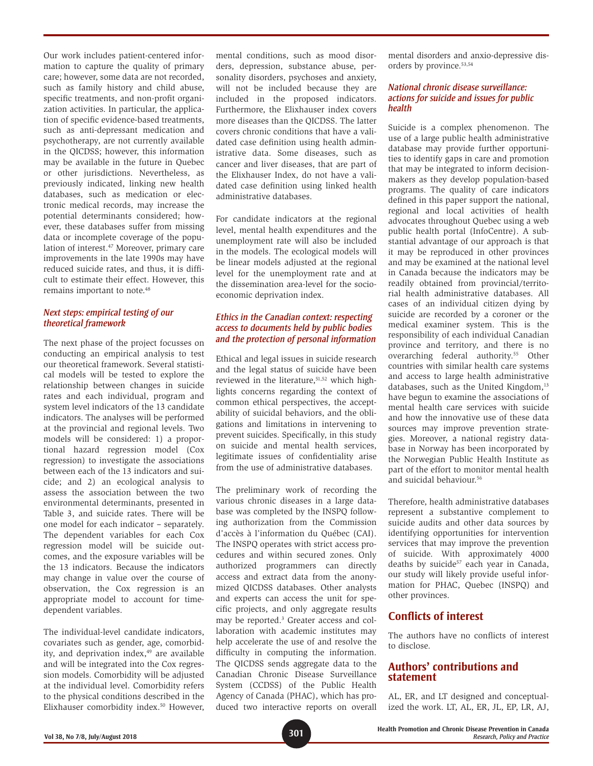Our work includes patient-centered information to capture the quality of primary care; however, some data are not recorded, such as family history and child abuse, specific treatments, and non-profit organization activities. In particular, the application of specific evidence-based treatments, such as anti-depressant medication and psychotherapy, are not currently available in the QICDSS; however, this information may be available in the future in Quebec or other jurisdictions. Nevertheless, as previously indicated, linking new health databases, such as medication or electronic medical records, may increase the potential determinants considered; however, these databases suffer from missing data or incomplete coverage of the population of interest.[47] Moreover, primary care improvements in the late 1990s may have reduced suicide rates, and thus, it is difficult to estimate their effect. However, this remains important to note.[48]

### Next steps: empirical testing of our theoretical framework

The next phase of the project focusses on conducting an empirical analysis to test our theoretical framework. Several statistical models will be tested to explore the relationship between changes in suicide rates and each individual, program and system level indicators of the 13 candidate indicators. The analyses will be performed at the provincial and regional levels. Two models will be considered: 1) a proportional hazard regression model (Cox regression) to investigate the associations between each of the 13 indicators and suicide; and 2) an ecological analysis to assess the association between the two environmental determinants, presented in Table 3, and suicide rates. There will be one model for each indicator – separately. The dependent variables for each Cox regression model will be suicide outcomes, and the exposure variables will be the 13 indicators. Because the indicators may change in value over the course of observation, the Cox regression is an appropriate model to account for time-dependent variables.

The individual-level candidate indicators, covariates such as gender, age, comorbidity, and deprivation index,[49] are available and will be integrated into the Cox regression models. Comorbidity will be adjusted at the individual level. Comorbidity refers to the physical conditions described in the Elixhauser comorbidity index.[50] However, mental conditions, such as mood disorders, depression, substance abuse, personality disorders, psychoses and anxiety, will not be included because they are included in the proposed indicators. Furthermore, the Elixhauser index covers more diseases than the QICDSS. The latter covers chronic conditions that have a validated case definition using health administrative data. Some diseases, such as cancer and liver diseases, that are part of the Elixhauser Index, do not have a validated case definition using linked health administrative databases.

For candidate indicators at the regional level, mental health expenditures and the unemployment rate will also be included in the models. The ecological models will be linear models adjusted at the regional level for the unemployment rate and at the dissemination area-level for the socioeconomic deprivation index.

### Ethics in the Canadian context: respecting access to documents held by public bodies and the protection of personal information

Ethical and legal issues in suicide research and the legal status of suicide have been reviewed in the literature,[51,52] which highlights concerns regarding the context of common ethical perspectives, the acceptability of suicidal behaviors, and the obligations and limitations in intervening to prevent suicides. Specifically, in this study on suicide and mental health services, legitimate issues of confidentiality arise from the use of administrative databases.

The preliminary work of recording the various chronic diseases in a large database was completed by the INSPQ following authorization from the Commission d'accès à l'information du Québec (CAI). The INSPQ operates with strict access procedures and within secured zones. Only authorized programmers can directly access and extract data from the anonymized QICDSS databases. Other analysts and experts can access the unit for specific projects, and only aggregate results may be reported.[3] Greater access and collaboration with academic institutes may help accelerate the use of and resolve the difficulty in computing the information. The QICDSS sends aggregate data to the Canadian Chronic Disease Surveillance System (CCDSS) of the Public Health Agency of Canada (PHAC), which has produced two interactive reports on overall mental disorders and anxio-depressive disorders by province.[53,54]

### National chronic disease surveillance: actions for suicide and issues for public health

Suicide is a complex phenomenon. The use of a large public health administrative database may provide further opportunities to identify gaps in care and promotion that may be integrated to inform decision-makers as they develop population-based programs. The quality of care indicators defined in this paper support the national, regional and local activities of health advocates throughout Quebec using a web public health portal (InfoCentre). A substantial advantage of our approach is that it may be reproduced in other provinces and may be examined at the national level in Canada because the indicators may be readily obtained from provincial/territorial health administrative databases. All cases of an individual citizen dying by suicide are recorded by a coroner or the medical examiner system. This is the responsibility of each individual Canadian province and territory, and there is no overarching federal authority.[55] Other countries with similar health care systems and access to large health administrative databases, such as the United Kingdom,[13] have begun to examine the associations of mental health care services with suicide and how the innovative use of these data sources may improve prevention strategies. Moreover, a national registry database in Norway has been incorporated by the Norwegian Public Health Institute as part of the effort to monitor mental health and suicidal behaviour.[56]

Therefore, health administrative databases represent a substantive complement to suicide audits and other data sources by identifying opportunities for intervention services that may improve the prevention of suicide. With approximately 4000 deaths by suicide[57] each year in Canada, our study will likely provide useful information for PHAC, Quebec (INSPQ) and other provinces.

## Conflicts of interest

The authors have no conflicts of interest to disclose.

## Authors' contributions and statement

AL, ER, and LT designed and conceptualized the work. LT, AL, ER, JL, EP, LR, AJ,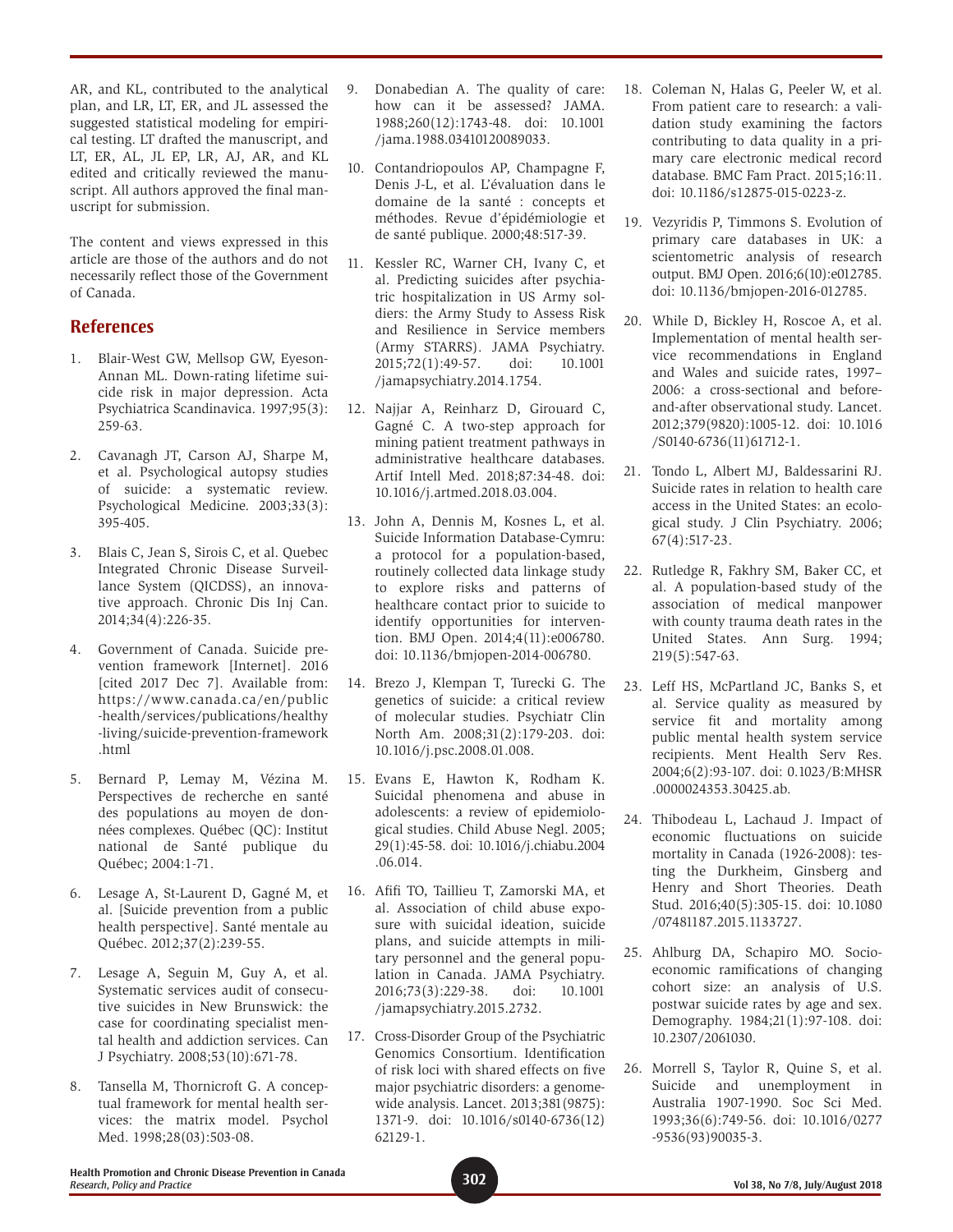AR, and KL, contributed to the analytical plan, and LR, LT, ER, and JL assessed the suggested statistical modeling for empirical testing. LT drafted the manuscript, and LT, ER, AL, JL EP, LR, AJ, AR, and KL edited and critically reviewed the manuscript. All authors approved the final manuscript for submission.

The content and views expressed in this article are those of the authors and do not necessarily reflect those of the Government of Canada.

## References

1. Blair-West GW, Mellsop GW, Eyeson-Annan ML. Down-rating lifetime suicide risk in major depression. Acta Psychiatrica Scandinavica. 1997;95(3): 259-63.

2. Cavanagh JT, Carson AJ, Sharpe M, et al. Psychological autopsy studies of suicide: a systematic review. Psychological Medicine. 2003;33(3): 395-405.

3. Blais C, Jean S, Sirois C, et al. Quebec Integrated Chronic Disease Surveillance System (QICDSS), an innovative approach. Chronic Dis Inj Can. 2014;34(4):226-35.

4. Government of Canada. Suicide prevention framework [Internet]. 2016 [cited 2017 Dec 7]. Available from: https://www.canada.ca/en/public-health/services/publications/healthy-living/suicide-prevention-framework.html

5. Bernard P, Lemay M, Vézina M. Perspectives de recherche en santé des populations au moyen de données complexes. Québec (QC): Institut national de Santé publique du Québec; 2004:1-71.

6. Lesage A, St-Laurent D, Gagné M, et al. [Suicide prevention from a public health perspective]. Santé mentale au Québec. 2012;37(2):239-55.

7. Lesage A, Seguin M, Guy A, et al. Systematic services audit of consecutive suicides in New Brunswick: the case for coordinating specialist mental health and addiction services. Can J Psychiatry. 2008;53(10):671-78.

8. Tansella M, Thornicroft G. A conceptual framework for mental health services: the matrix model. Psychol Med. 1998;28(03):503-08.

9. Donabedian A. The quality of care: how can it be assessed? JAMA. 1988;260(12):1743-48. doi: 10.1001/jama.1988.03410120089033.

10. Contandriopoulos AP, Champagne F, Denis J-L, et al. L'évaluation dans le domaine de la santé : concepts et méthodes. Revue d'épidémiologie et de santé publique. 2000;48:517-39.

11. Kessler RC, Warner CH, Ivany C, et al. Predicting suicides after psychiatric hospitalization in US Army soldiers: the Army Study to Assess Risk and Resilience in Service members (Army STARRS). JAMA Psychiatry. 2015;72(1):49-57. doi: 10.1001/jamapsychiatry.2014.1754.

12. Najjar A, Reinharz D, Girouard C, Gagné C. A two-step approach for mining patient treatment pathways in administrative healthcare databases. Artif Intell Med. 2018;87:34-48. doi: 10.1016/j.artmed.2018.03.004.

13. John A, Dennis M, Kosnes L, et al. Suicide Information Database-Cymru: a protocol for a population-based, routinely collected data linkage study to explore risks and patterns of healthcare contact prior to suicide to identify opportunities for intervention. BMJ Open. 2014;4(11):e006780. doi: 10.1136/bmjopen-2014-006780.

14. Brezo J, Klempan T, Turecki G. The genetics of suicide: a critical review of molecular studies. Psychiatr Clin North Am. 2008;31(2):179-203. doi: 10.1016/j.psc.2008.01.008.

15. Evans E, Hawton K, Rodham K. Suicidal phenomena and abuse in adolescents: a review of epidemiological studies. Child Abuse Negl. 2005; 29(1):45-58. doi: 10.1016/j.chiabu.2004.06.014.

16. Afifi TO, Taillieu T, Zamorski MA, et al. Association of child abuse exposure with suicidal ideation, suicide plans, and suicide attempts in military personnel and the general population in Canada. JAMA Psychiatry. 2016;73(3):229-38. doi: 10.1001/jamapsychiatry.2015.2732.

17. Cross-Disorder Group of the Psychiatric Genomics Consortium. Identification of risk loci with shared effects on five major psychiatric disorders: a genome-wide analysis. Lancet. 2013;381(9875): 1371-9. doi: 10.1016/s0140-6736(12)62129-1.

18. Coleman N, Halas G, Peeler W, et al. From patient care to research: a validation study examining the factors contributing to data quality in a primary care electronic medical record database. BMC Fam Pract. 2015;16:11. doi: 10.1186/s12875-015-0223-z.

19. Vezyridis P, Timmons S. Evolution of primary care databases in UK: a scientometric analysis of research output. BMJ Open. 2016;6(10):e012785. doi: 10.1136/bmjopen-2016-012785.

20. While D, Bickley H, Roscoe A, et al. Implementation of mental health service recommendations in England and Wales and suicide rates, 1997–2006: a cross-sectional and before-and-after observational study. Lancet. 2012;379(9820):1005-12. doi: 10.1016/S0140-6736(11)61712-1.

21. Tondo L, Albert MJ, Baldessarini RJ. Suicide rates in relation to health care access in the United States: an ecological study. J Clin Psychiatry. 2006; 67(4):517-23.

22. Rutledge R, Fakhry SM, Baker CC, et al. A population-based study of the association of medical manpower with county trauma death rates in the United States. Ann Surg. 1994; 219(5):547-63.

23. Leff HS, McPartland JC, Banks S, et al. Service quality as measured by service fit and mortality among public mental health system service recipients. Ment Health Serv Res. 2004;6(2):93-107. doi: 0.1023/B:MHSR.0000024353.30425.ab.

24. Thibodeau L, Lachaud J. Impact of economic fluctuations on suicide mortality in Canada (1926-2008): testing the Durkheim, Ginsberg and Henry and Short Theories. Death Stud. 2016;40(5):305-15. doi: 10.1080/07481187.2015.1133727.

25. Ahlburg DA, Schapiro MO. Socioeconomic ramifications of changing cohort size: an analysis of U.S. postwar suicide rates by age and sex. Demography. 1984;21(1):97-108. doi: 10.2307/2061030.

26. Morrell S, Taylor R, Quine S, et al. Suicide and unemployment in Australia 1907-1990. Soc Sci Med. 1993;36(6):749-56. doi: 10.1016/0277-9536(93)90035-3.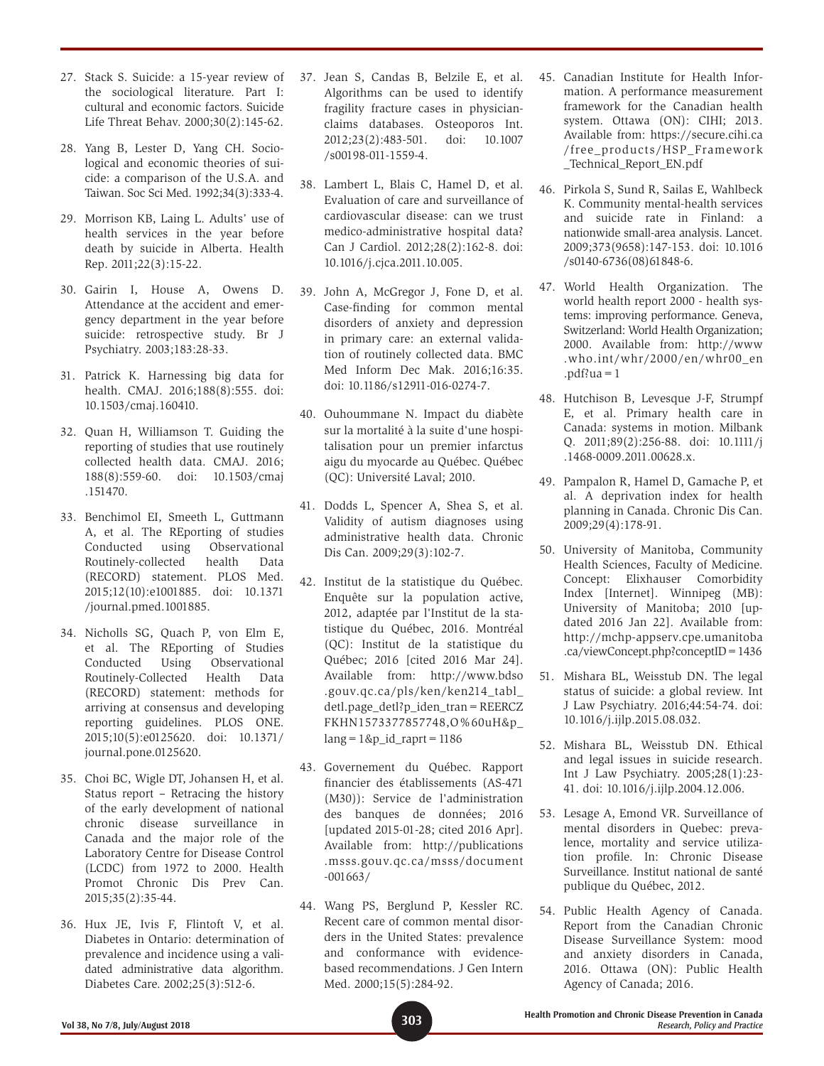27. Stack S. Suicide: a 15-year review of the sociological literature. Part I: cultural and economic factors. Suicide Life Threat Behav. 2000;30(2):145-62.

28. Yang B, Lester D, Yang CH. Sociological and economic theories of suicide: a comparison of the U.S.A. and Taiwan. Soc Sci Med. 1992;34(3):333-4.

29. Morrison KB, Laing L. Adults' use of health services in the year before death by suicide in Alberta. Health Rep. 2011;22(3):15-22.

30. Gairin I, House A, Owens D. Attendance at the accident and emergency department in the year before suicide: retrospective study. Br J Psychiatry. 2003;183:28-33.

31. Patrick K. Harnessing big data for health. CMAJ. 2016;188(8):555. doi: 10.1503/cmaj.160410.

32. Quan H, Williamson T. Guiding the reporting of studies that use routinely collected health data. CMAJ. 2016; 188(8):559-60. doi: 10.1503/cmaj.151470.

33. Benchimol EI, Smeeth L, Guttmann A, et al. The REporting of studies Conducted using Observational Routinely-collected health Data (RECORD) statement. PLOS Med. 2015;12(10):e1001885. doi: 10.1371/journal.pmed.1001885.

34. Nicholls SG, Quach P, von Elm E, et al. The REporting of Studies Conducted Using Observational Routinely-Collected Health Data (RECORD) statement: methods for arriving at consensus and developing reporting guidelines. PLOS ONE. 2015;10(5):e0125620. doi: 10.1371/journal.pone.0125620.

35. Choi BC, Wigle DT, Johansen H, et al. Status report – Retracing the history of the early development of national chronic disease surveillance in Canada and the major role of the Laboratory Centre for Disease Control (LCDC) from 1972 to 2000. Health Promot Chronic Dis Prev Can. 2015;35(2):35-44.

36. Hux JE, Ivis F, Flintoft V, et al. Diabetes in Ontario: determination of prevalence and incidence using a validated administrative data algorithm. Diabetes Care. 2002;25(3):512-6.

37. Jean S, Candas B, Belzile E, et al. Algorithms can be used to identify fragility fracture cases in physician-claims databases. Osteoporos Int. 2012;23(2):483-501. doi: 10.1007/s00198-011-1559-4.

38. Lambert L, Blais C, Hamel D, et al. Evaluation of care and surveillance of cardiovascular disease: can we trust medico-administrative hospital data? Can J Cardiol. 2012;28(2):162-8. doi: 10.1016/j.cjca.2011.10.005.

39. John A, McGregor J, Fone D, et al. Case-finding for common mental disorders of anxiety and depression in primary care: an external validation of routinely collected data. BMC Med Inform Dec Mak. 2016;16:35. doi: 10.1186/s12911-016-0274-7.

40. Ouhoummane N. Impact du diabète sur la mortalité à la suite d'une hospitalisation pour un premier infarctus aigu du myocarde au Québec. Québec (QC): Université Laval; 2010.

41. Dodds L, Spencer A, Shea S, et al. Validity of autism diagnoses using administrative health data. Chronic Dis Can. 2009;29(3):102-7.

42. Institut de la statistique du Québec. Enquête sur la population active, 2012, adaptée par l'Institut de la statistique du Québec, 2016. Montréal (QC): Institut de la statistique du Québec; 2016 [cited 2016 Mar 24]. Available from: http://www.bdso.gouv.qc.ca/pls/ken/ken214_tabl_detl.page_detl?p_iden_tran=REERCZFKHN1573377857748,O%60uH&p_lang=1&p_id_raprt=1186

43. Governement du Québec. Rapport financier des établissements (AS-471 (M30)): Service de l'administration des banques de données; 2016 [updated 2015-01-28; cited 2016 Apr]. Available from: http://publications.msss.gouv.qc.ca/msss/document-001663/

44. Wang PS, Berglund P, Kessler RC. Recent care of common mental disorders in the United States: prevalence and conformance with evidence-based recommendations. J Gen Intern Med. 2000;15(5):284-92.

45. Canadian Institute for Health Information. A performance measurement framework for the Canadian health system. Ottawa (ON): CIHI; 2013. Available from: https://secure.cihi.ca/free_products/HSP_Framework_Technical_Report_EN.pdf

46. Pirkola S, Sund R, Sailas E, Wahlbeck K. Community mental-health services and suicide rate in Finland: a nationwide small-area analysis. Lancet. 2009;373(9658):147-153. doi: 10.1016/s0140-6736(08)61848-6.

47. World Health Organization. The world health report 2000 - health systems: improving performance. Geneva, Switzerland: World Health Organization; 2000. Available from: http://www.who.int/whr/2000/en/whr00_en.pdf?ua=1

48. Hutchison B, Levesque J-F, Strumpf E, et al. Primary health care in Canada: systems in motion. Milbank Q. 2011;89(2):256-88. doi: 10.1111/j.1468-0009.2011.00628.x.

49. Pampalon R, Hamel D, Gamache P, et al. A deprivation index for health planning in Canada. Chronic Dis Can. 2009;29(4):178-91.

50. University of Manitoba, Community Health Sciences, Faculty of Medicine. Concept: Elixhauser Comorbidity Index [Internet]. Winnipeg (MB): University of Manitoba; 2010 [updated 2016 Jan 22]. Available from: http://mchp-appserv.cpe.umanitoba.ca/viewConcept.php?conceptID=1436

51. Mishara BL, Weisstub DN. The legal status of suicide: a global review. Int J Law Psychiatry. 2016;44:54-74. doi: 10.1016/j.ijlp.2015.08.032.

52. Mishara BL, Weisstub DN. Ethical and legal issues in suicide research. Int J Law Psychiatry. 2005;28(1):23-41. doi: 10.1016/j.ijlp.2004.12.006.

53. Lesage A, Emond VR. Surveillance of mental disorders in Quebec: prevalence, mortality and service utilization profile. In: Chronic Disease Surveillance. Institut national de santé publique du Québec, 2012.

54. Public Health Agency of Canada. Report from the Canadian Chronic Disease Surveillance System: mood and anxiety disorders in Canada, 2016. Ottawa (ON): Public Health Agency of Canada; 2016.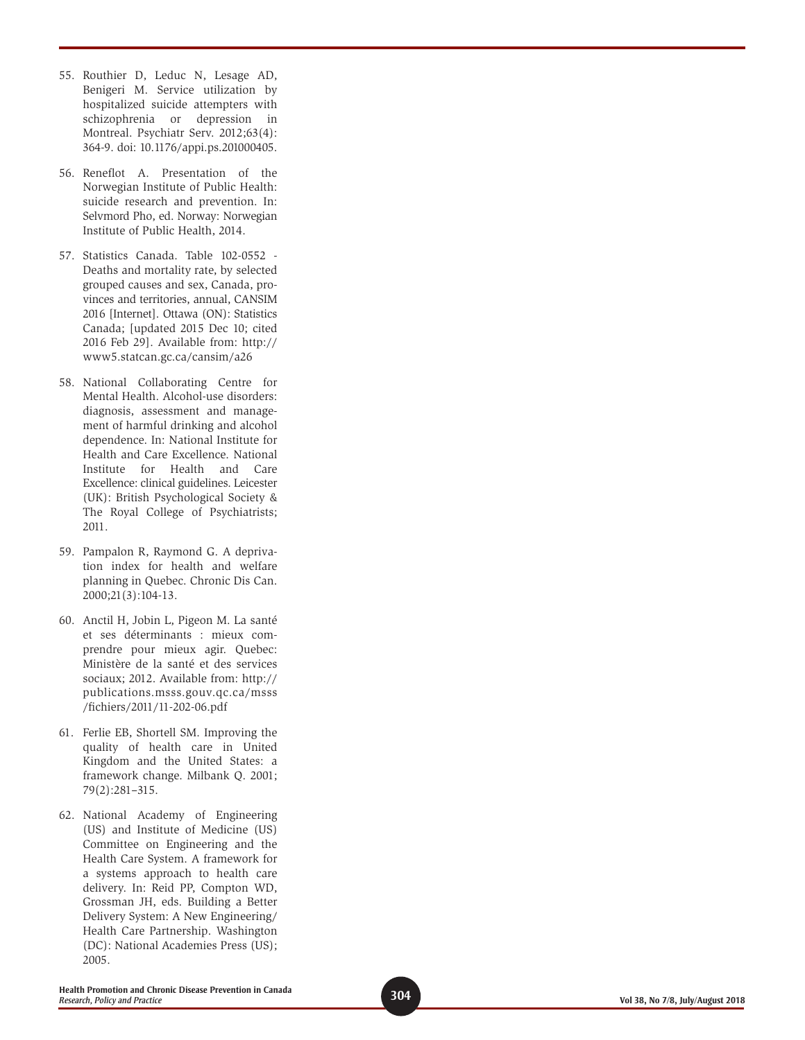55. Routhier D, Leduc N, Lesage AD, Benigeri M. Service utilization by hospitalized suicide attempters with schizophrenia or depression in Montreal. Psychiatr Serv. 2012;63(4): 364-9. doi: 10.1176/appi.ps.201000405.

56. Reneflot A. Presentation of the Norwegian Institute of Public Health: suicide research and prevention. In: Selvmord Pho, ed. Norway: Norwegian Institute of Public Health, 2014.

57. Statistics Canada. Table 102-0552 - Deaths and mortality rate, by selected grouped causes and sex, Canada, provinces and territories, annual, CANSIM 2016 [Internet]. Ottawa (ON): Statistics Canada; [updated 2015 Dec 10; cited 2016 Feb 29]. Available from: http://www5.statcan.gc.ca/cansim/a26

58. National Collaborating Centre for Mental Health. Alcohol-use disorders: diagnosis, assessment and management of harmful drinking and alcohol dependence. In: National Institute for Health and Care Excellence. National Institute for Health and Care Excellence: clinical guidelines. Leicester (UK): British Psychological Society & The Royal College of Psychiatrists; 2011.

59. Pampalon R, Raymond G. A deprivation index for health and welfare planning in Quebec. Chronic Dis Can. 2000;21(3):104-13.

60. Anctil H, Jobin L, Pigeon M. La santé et ses déterminants : mieux comprendre pour mieux agir. Quebec: Ministère de la santé et des services sociaux; 2012. Available from: http://publications.msss.gouv.qc.ca/msss/fichiers/2011/11-202-06.pdf

61. Ferlie EB, Shortell SM. Improving the quality of health care in United Kingdom and the United States: a framework change. Milbank Q. 2001; 79(2):281–315.

62. National Academy of Engineering (US) and Institute of Medicine (US) Committee on Engineering and the Health Care System. A framework for a systems approach to health care delivery. In: Reid PP, Compton WD, Grossman JH, eds. Building a Better Delivery System: A New Engineering/Health Care Partnership. Washington (DC): National Academies Press (US); 2005.